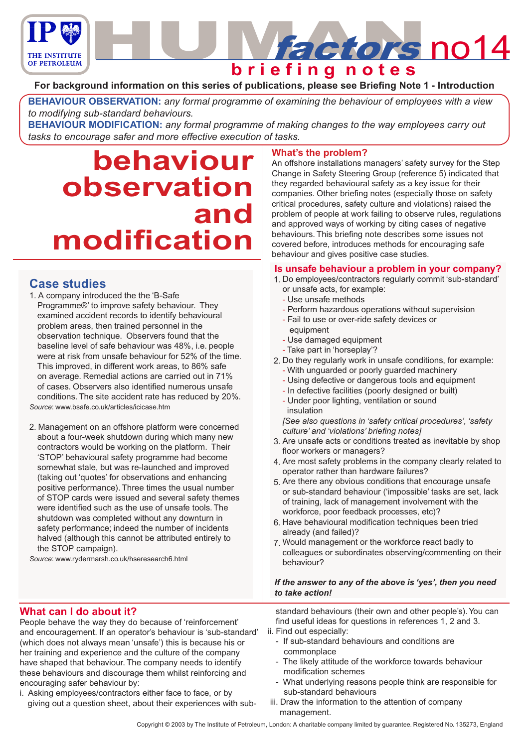# HUMAN factors no14 briefing notes

**For background information on this series of publications, please see Briefing Note 1 - Introduction**

**BEHAVIOUR OBSERVATION:** *any formal programme of examining the behaviour of employees with a view to modifying sub-standard behaviours.*

**BEHAVIOUR MODIFICATION:** *any formal programme of making changes to the way employees carry out tasks to encourage safer and more effective execution of tasks.*

# behaviour observation and modification

## What's the problem?

An offshore installations managers' safety survey for the Step Change in Safety Steering Group (reference 5) indicated that they regarded behavioural safety as a key issue for their companies. Other briefing notes (especially those on safety critical procedures, safety culture and violations) raised the problem of people at work failing to observe rules, regulations and approved ways of working by citing cases of negative behaviours. This briefing note describes some issues not covered before, introduces methods for encouraging safe behaviour and gives positive case studies.

## Case studies

1. A company introduced the the 'B-Safe Programme®' to improve safety behaviour. They examined accident records to identify behavioural problem areas, then trained personnel in the observation technique. Observers found that the baseline level of safe behaviour was 48%, i.e. people were at risk from unsafe behaviour for 52% of the time. This improved, in different work areas, to 86% safe on average. Remedial actions are carried out in 71% of cases. Observers also identified numerous unsafe conditions. The site accident rate has reduced by 20%.
   *Source*: www.bsafe.co.uk/articles/icicase.htm

2. Management on an offshore platform were concerned about a four-week shutdown during which many new contractors would be working on the platform. Their 'STOP' behavioural safety programme had become somewhat stale, but was re-launched and improved (taking out 'quotes' for observations and enhancing positive performance). Three times the usual number of STOP cards were issued and several safety themes were identified such as the use of unsafe tools. The shutdown was completed without any downturn in safety performance; indeed the number of incidents halved (although this cannot be attributed entirely to the STOP campaign).
   *Source*: www.rydermarsh.co.uk/hseresearch6.html

## Is unsafe behaviour a problem in your company?

1. Do employees/contractors regularly commit 'sub-standard' or unsafe acts, for example:
   - Use unsafe methods
   - Perform hazardous operations without supervision
   - Fail to use or over-ride safety devices or equipment
   - Use damaged equipment
   - Take part in 'horseplay'?
2. Do they regularly work in unsafe conditions, for example:
   - With unguarded or poorly guarded machinery
   - Using defective or dangerous tools and equipment
   - In defective facilities (poorly designed or built)
   - Under poor lighting, ventilation or sound insulation

   *[See also questions in 'safety critical procedures', 'safety culture' and 'violations' briefing notes]*
3. Are unsafe acts or conditions treated as inevitable by shop floor workers or managers?
4. Are most safety problems in the company clearly related to operator rather than hardware failures?
5. Are there any obvious conditions that encourage unsafe or sub-standard behaviour ('impossible' tasks are set, lack of training, lack of management involvement with the workforce, poor feedback processes, etc)?
6. Have behavioural modification techniques been tried already (and failed)?
7. Would management or the workforce react badly to colleagues or subordinates observing/commenting on their behaviour?

***If the answer to any of the above is 'yes', then you need to take action!***

## What can I do about it?

People behave the way they do because of 'reinforcement' and encouragement. If an operator's behaviour is 'sub-standard' (which does not always mean 'unsafe') this is because his or her training and experience and the culture of the company have shaped that behaviour. The company needs to identify these behaviours and discourage them whilst reinforcing and encouraging safer behaviour by:

i. Asking employees/contractors either face to face, or by giving out a question sheet, about their experiences with sub-standard behaviours (their own and other people's). You can find useful ideas for questions in references 1, 2 and 3.
ii. Find out especially:
   - If sub-standard behaviours and conditions are commonplace
   - The likely attitude of the workforce towards behaviour modification schemes
   - What underlying reasons people think are responsible for sub-standard behaviours
iii. Draw the information to the attention of company management.

Copyright © 2003 by The Institute of Petroleum, London: A charitable company limited by guarantee. Registered No. 135273, England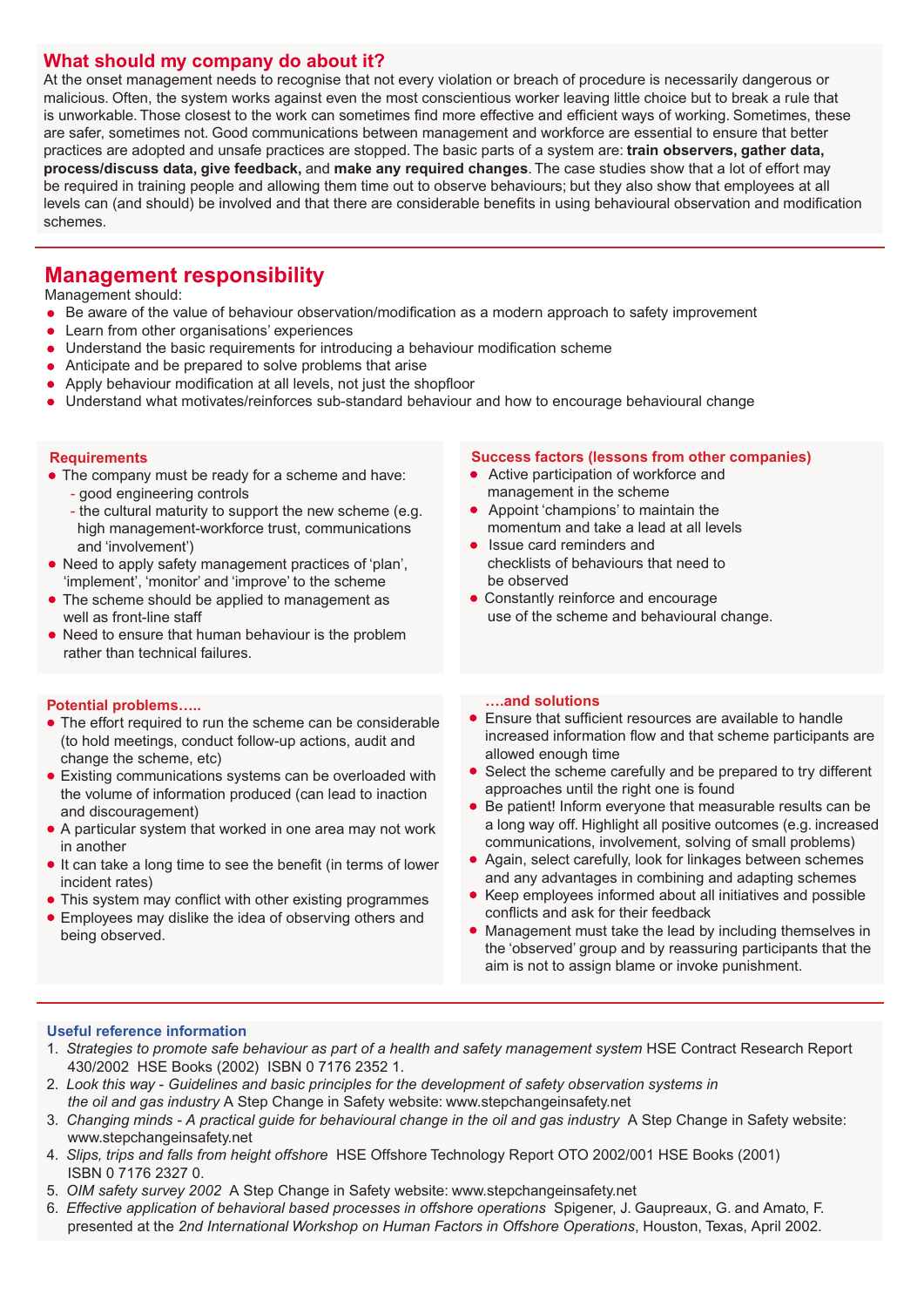## What should my company do about it?

At the onset management needs to recognise that not every violation or breach of procedure is necessarily dangerous or malicious. Often, the system works against even the most conscientious worker leaving little choice but to break a rule that is unworkable. Those closest to the work can sometimes find more effective and efficient ways of working. Sometimes, these are safer, sometimes not. Good communications between management and workforce are essential to ensure that better practices are adopted and unsafe practices are stopped. The basic parts of a system are: **train observers, gather data, process/discuss data, give feedback,** and **make any required changes**. The case studies show that a lot of effort may be required in training people and allowing them time out to observe behaviours; but they also show that employees at all levels can (and should) be involved and that there are considerable benefits in using behavioural observation and modification schemes.

## Management responsibility

Management should:

- Be aware of the value of behaviour observation/modification as a modern approach to safety improvement
- Learn from other organisations' experiences
- Understand the basic requirements for introducing a behaviour modification scheme
- Anticipate and be prepared to solve problems that arise
- Apply behaviour modification at all levels, not just the shopfloor
- Understand what motivates/reinforces sub-standard behaviour and how to encourage behavioural change

### Requirements

- The company must be ready for a scheme and have:
  - good engineering controls
  - the cultural maturity to support the new scheme (e.g. high management-workforce trust, communications and 'involvement')
- Need to apply safety management practices of 'plan', 'implement', 'monitor' and 'improve' to the scheme
- The scheme should be applied to management as well as front-line staff
- Need to ensure that human behaviour is the problem rather than technical failures.

### Success factors (lessons from other companies)

- Active participation of workforce and management in the scheme
- Appoint 'champions' to maintain the momentum and take a lead at all levels
- Issue card reminders and checklists of behaviours that need to be observed
- Constantly reinforce and encourage use of the scheme and behavioural change.

### Potential problems…..

- The effort required to run the scheme can be considerable (to hold meetings, conduct follow-up actions, audit and change the scheme, etc)
- Existing communications systems can be overloaded with the volume of information produced (can lead to inaction and discouragement)
- A particular system that worked in one area may not work in another
- It can take a long time to see the benefit (in terms of lower incident rates)
- This system may conflict with other existing programmes
- Employees may dislike the idea of observing others and being observed.

### ….and solutions

- Ensure that sufficient resources are available to handle increased information flow and that scheme participants are allowed enough time
- Select the scheme carefully and be prepared to try different approaches until the right one is found
- Be patient! Inform everyone that measurable results can be a long way off. Highlight all positive outcomes (e.g. increased communications, involvement, solving of small problems)
- Again, select carefully, look for linkages between schemes and any advantages in combining and adapting schemes
- Keep employees informed about all initiatives and possible conflicts and ask for their feedback
- Management must take the lead by including themselves in the 'observed' group and by reassuring participants that the aim is not to assign blame or invoke punishment.

### Useful reference information

1. *Strategies to promote safe behaviour as part of a health and safety management system* HSE Contract Research Report 430/2002 HSE Books (2002) ISBN 0 7176 2352 1.
2. *Look this way - Guidelines and basic principles for the development of safety observation systems in the oil and gas industry* A Step Change in Safety website: www.stepchangeinsafety.net
3. *Changing minds - A practical guide for behavioural change in the oil and gas industry* A Step Change in Safety website: www.stepchangeinsafety.net
4. *Slips, trips and falls from height offshore* HSE Offshore Technology Report OTO 2002/001 HSE Books (2001) ISBN 0 7176 2327 0.
5. *OIM safety survey 2002* A Step Change in Safety website: www.stepchangeinsafety.net
6. *Effective application of behavioral based processes in offshore operations* Spigener, J. Gaupreaux, G. and Amato, F. presented at the *2nd International Workshop on Human Factors in Offshore Operations*, Houston, Texas, April 2002.